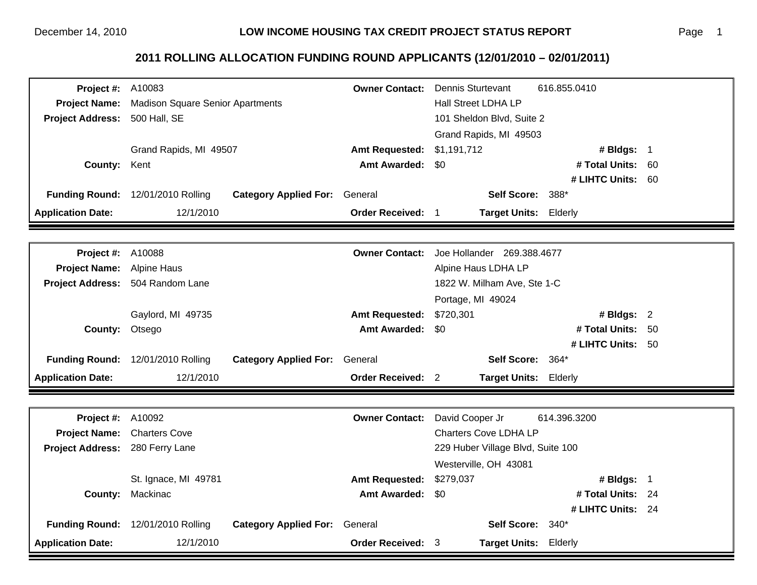# LOW INCOME HOUSING TAX CREDIT PROJECT STATUS REPORT

December 14, 2010

## 2011 ROLLING ALLOCATION FUNDING ROUND APPLICANTS (12/01/2010 – 02/01/2011)

| | | | | | | | |
|---|---|---|---|---|---|---|---|
| **Project #:** | A10083 | | **Owner Contact:** | Dennis Sturtevant | 616.855.0410 | | |
| **Project Name:** | Madison Square Senior Apartments | | | Hall Street LDHA LP | | | |
| **Project Address:** | 500 Hall, SE | | | 101 Sheldon Blvd, Suite 2 | | | |
| | | | | Grand Rapids, MI 49503 | | | |
| | Grand Rapids, MI 49507 | | **Amt Requested:** | $1,191,712 | | **# Bldgs:** | 1 |
| **County:** | Kent | | **Amt Awarded:** | $0 | | **# Total Units:** | 60 |
| | | | | | | **# LIHTC Units:** | 60 |
| **Funding Round:** | 12/01/2010 Rolling | **Category Applied For:** | General | **Self Score:** | 388* | | |
| **Application Date:** | 12/1/2010 | | **Order Received:** | 1 | **Target Units:** | Elderly | |

| | | | | | | | |
|---|---|---|---|---|---|---|---|
| **Project #:** | A10088 | | **Owner Contact:** | Joe Hollander 269.388.4677 | | | |
| **Project Name:** | Alpine Haus | | | Alpine Haus LDHA LP | | | |
| **Project Address:** | 504 Random Lane | | | 1822 W. Milham Ave, Ste 1-C | | | |
| | | | | Portage, MI 49024 | | | |
| | Gaylord, MI 49735 | | **Amt Requested:** | $720,301 | | **# Bldgs:** | 2 |
| **County:** | Otsego | | **Amt Awarded:** | $0 | | **# Total Units:** | 50 |
| | | | | | | **# LIHTC Units:** | 50 |
| **Funding Round:** | 12/01/2010 Rolling | **Category Applied For:** | General | **Self Score:** | 364* | | |
| **Application Date:** | 12/1/2010 | | **Order Received:** | 2 | **Target Units:** | Elderly | |

| | | | | | | | |
|---|---|---|---|---|---|---|---|
| **Project #:** | A10092 | | **Owner Contact:** | David Cooper Jr | 614.396.3200 | | |
| **Project Name:** | Charters Cove | | | Charters Cove LDHA LP | | | |
| **Project Address:** | 280 Ferry Lane | | | 229 Huber Village Blvd, Suite 100 | | | |
| | | | | Westerville, OH 43081 | | | |
| | St. Ignace, MI 49781 | | **Amt Requested:** | $279,037 | | **# Bldgs:** | 1 |
| **County:** | Mackinac | | **Amt Awarded:** | $0 | | **# Total Units:** | 24 |
| | | | | | | **# LIHTC Units:** | 24 |
| **Funding Round:** | 12/01/2010 Rolling | **Category Applied For:** | General | **Self Score:** | 340* | | |
| **Application Date:** | 12/1/2010 | | **Order Received:** | 3 | **Target Units:** | Elderly | |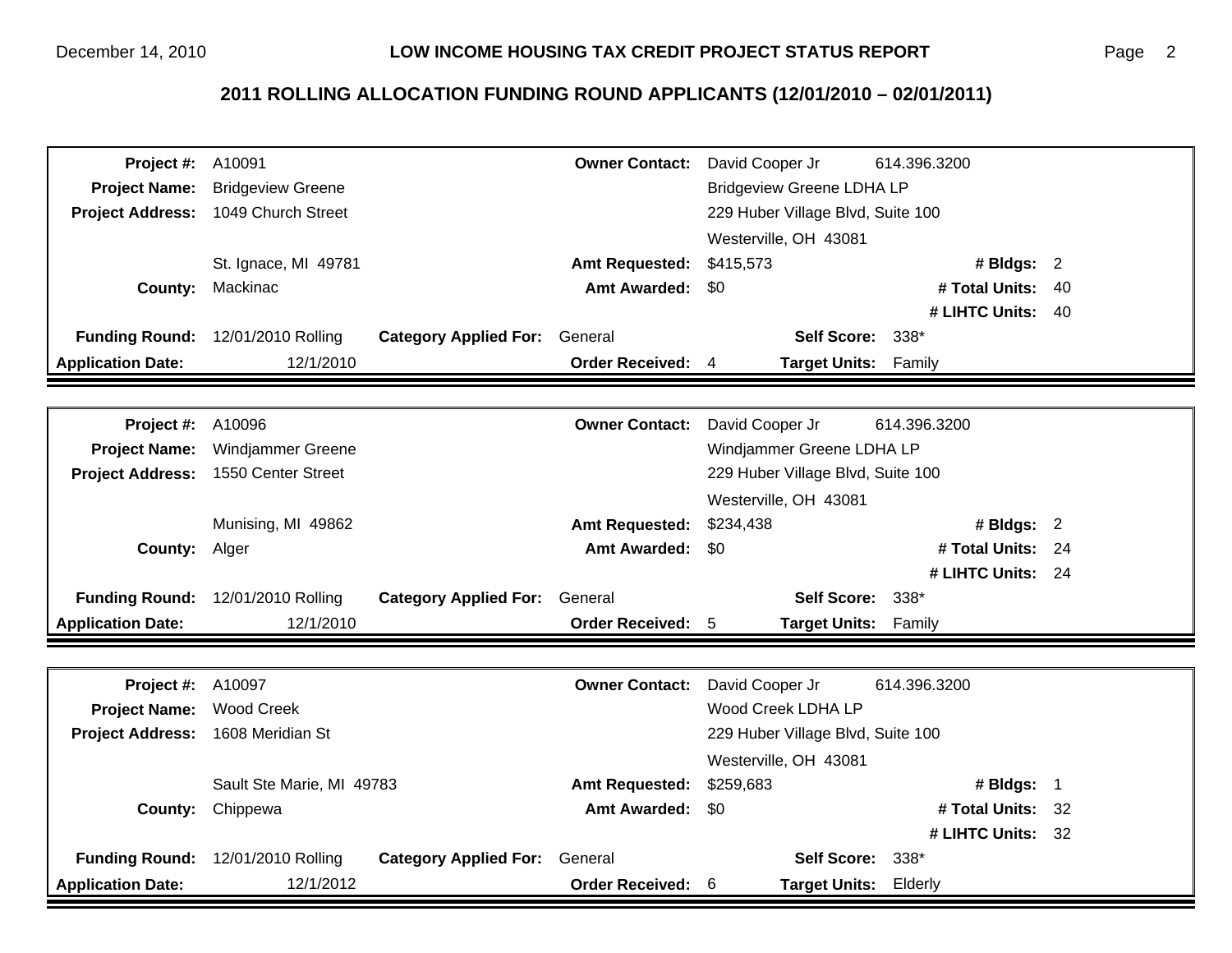## LOW INCOME HOUSING TAX CREDIT PROJECT STATUS REPORT

December 14, 2010

## 2011 ROLLING ALLOCATION FUNDING ROUND APPLICANTS (12/01/2010 – 02/01/2011)

| | | | | | | |
|---|---|---|---|---|---|---|
| **Project #:** | A10091 | | **Owner Contact:** | David Cooper Jr | 614.396.3200 | |
| **Project Name:** | Bridgeview Greene | | | Bridgeview Greene LDHA LP | | |
| **Project Address:** | 1049 Church Street | | | 229 Huber Village Blvd, Suite 100 | | |
| | | | | Westerville, OH 43081 | | |
| | St. Ignace, MI 49781 | | **Amt Requested:** | $415,573 | **# Bldgs:** | 2 |
| **County:** | Mackinac | | **Amt Awarded:** | $0 | **# Total Units:** | 40 |
| | | | | | **# LIHTC Units:** | 40 |
| **Funding Round:** | 12/01/2010 Rolling | **Category Applied For:** | General | **Self Score:** | 338* | |
| **Application Date:** | 12/1/2010 | | **Order Received:** | 4 | **Target Units:** | Family |

| | | | | | | |
|---|---|---|---|---|---|---|
| **Project #:** | A10096 | | **Owner Contact:** | David Cooper Jr | 614.396.3200 | |
| **Project Name:** | Windjammer Greene | | | Windjammer Greene LDHA LP | | |
| **Project Address:** | 1550 Center Street | | | 229 Huber Village Blvd, Suite 100 | | |
| | | | | Westerville, OH 43081 | | |
| | Munising, MI 49862 | | **Amt Requested:** | $234,438 | **# Bldgs:** | 2 |
| **County:** | Alger | | **Amt Awarded:** | $0 | **# Total Units:** | 24 |
| | | | | | **# LIHTC Units:** | 24 |
| **Funding Round:** | 12/01/2010 Rolling | **Category Applied For:** | General | **Self Score:** | 338* | |
| **Application Date:** | 12/1/2010 | | **Order Received:** | 5 | **Target Units:** | Family |

| | | | | | | |
|---|---|---|---|---|---|---|
| **Project #:** | A10097 | | **Owner Contact:** | David Cooper Jr | 614.396.3200 | |
| **Project Name:** | Wood Creek | | | Wood Creek LDHA LP | | |
| **Project Address:** | 1608 Meridian St | | | 229 Huber Village Blvd, Suite 100 | | |
| | | | | Westerville, OH 43081 | | |
| | Sault Ste Marie, MI 49783 | | **Amt Requested:** | $259,683 | **# Bldgs:** | 1 |
| **County:** | Chippewa | | **Amt Awarded:** | $0 | **# Total Units:** | 32 |
| | | | | | **# LIHTC Units:** | 32 |
| **Funding Round:** | 12/01/2010 Rolling | **Category Applied For:** | General | **Self Score:** | 338* | |
| **Application Date:** | 12/1/2012 | | **Order Received:** | 6 | **Target Units:** | Elderly |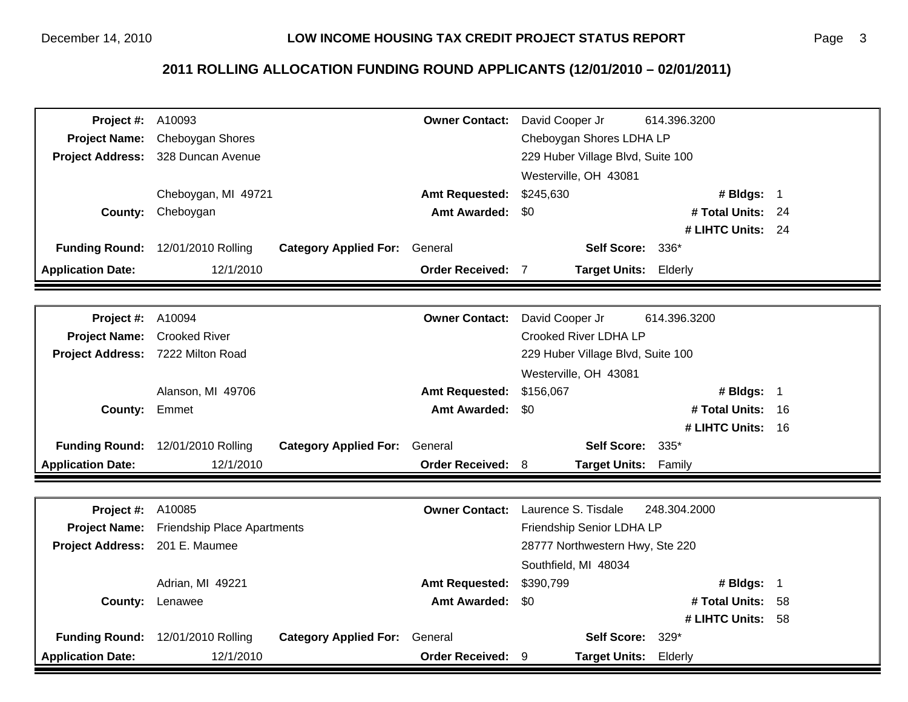## 2011 ROLLING ALLOCATION FUNDING ROUND APPLICANTS (12/01/2010 – 02/01/2011)

| | | | | | | | |
|---|---|---|---|---|---|---|---|
| **Project #:** | A10093 | | **Owner Contact:** | David Cooper Jr | 614.396.3200 | | |
| **Project Name:** | Cheboygan Shores | | | Cheboygan Shores LDHA LP | | | |
| **Project Address:** | 328 Duncan Avenue | | | 229 Huber Village Blvd, Suite 100 | | | |
| | | | | Westerville, OH 43081 | | | |
| | Cheboygan, MI 49721 | | **Amt Requested:** | $245,630 | | **# Bldgs:** | 1 |
| **County:** | Cheboygan | | **Amt Awarded:** | $0 | | **# Total Units:** | 24 |
| | | | | | | **# LIHTC Units:** | 24 |
| **Funding Round:** | 12/01/2010 Rolling | **Category Applied For:** | General | **Self Score:** | 336* | | |
| **Application Date:** | 12/1/2010 | | **Order Received:** | 7 | **Target Units:** | Elderly | |

| | | | | | | | |
|---|---|---|---|---|---|---|---|
| **Project #:** | A10094 | | **Owner Contact:** | David Cooper Jr | 614.396.3200 | | |
| **Project Name:** | Crooked River | | | Crooked River LDHA LP | | | |
| **Project Address:** | 7222 Milton Road | | | 229 Huber Village Blvd, Suite 100 | | | |
| | | | | Westerville, OH 43081 | | | |
| | Alanson, MI 49706 | | **Amt Requested:** | $156,067 | | **# Bldgs:** | 1 |
| **County:** | Emmet | | **Amt Awarded:** | $0 | | **# Total Units:** | 16 |
| | | | | | | **# LIHTC Units:** | 16 |
| **Funding Round:** | 12/01/2010 Rolling | **Category Applied For:** | General | **Self Score:** | 335* | | |
| **Application Date:** | 12/1/2010 | | **Order Received:** | 8 | **Target Units:** | Family | |

| | | | | | | | |
|---|---|---|---|---|---|---|---|
| **Project #:** | A10085 | | **Owner Contact:** | Laurence S. Tisdale | 248.304.2000 | | |
| **Project Name:** | Friendship Place Apartments | | | Friendship Senior LDHA LP | | | |
| **Project Address:** | 201 E. Maumee | | | 28777 Northwestern Hwy, Ste 220 | | | |
| | | | | Southfield, MI 48034 | | | |
| | Adrian, MI 49221 | | **Amt Requested:** | $390,799 | | **# Bldgs:** | 1 |
| **County:** | Lenawee | | **Amt Awarded:** | $0 | | **# Total Units:** | 58 |
| | | | | | | **# LIHTC Units:** | 58 |
| **Funding Round:** | 12/01/2010 Rolling | **Category Applied For:** | General | **Self Score:** | 329* | | |
| **Application Date:** | 12/1/2010 | | **Order Received:** | 9 | **Target Units:** | Elderly | |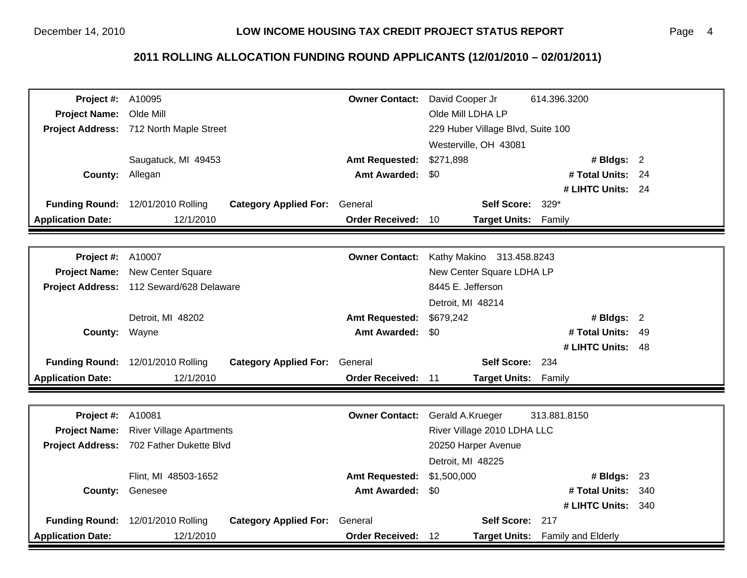## 2011 ROLLING ALLOCATION FUNDING ROUND APPLICANTS (12/01/2010 – 02/01/2011)

| | | | | | | | |
|---|---|---|---|---|---|---|---|
| **Project #:** | A10095 | | **Owner Contact:** | David Cooper Jr | 614.396.3200 | | |
| **Project Name:** | Olde Mill | | | Olde Mill LDHA LP | | | |
| **Project Address:** | 712 North Maple Street | | | 229 Huber Village Blvd, Suite 100 | | | |
| | | | | Westerville, OH 43081 | | | |
| | Saugatuck, MI 49453 | | **Amt Requested:** | $271,898 | | **# Bldgs:** | 2 |
| **County:** | Allegan | | **Amt Awarded:** | $0 | | **# Total Units:** | 24 |
| | | | | | | **# LIHTC Units:** | 24 |
| **Funding Round:** | 12/01/2010 Rolling | **Category Applied For:** | General | **Self Score:** | 329* | | |
| **Application Date:** | 12/1/2010 | | **Order Received:** | 10 | **Target Units:** | Family | |

| | | | | | | | |
|---|---|---|---|---|---|---|---|
| **Project #:** | A10007 | | **Owner Contact:** | Kathy Makino 313.458.8243 | | | |
| **Project Name:** | New Center Square | | | New Center Square LDHA LP | | | |
| **Project Address:** | 112 Seward/628 Delaware | | | 8445 E. Jefferson | | | |
| | | | | Detroit, MI 48214 | | | |
| | Detroit, MI 48202 | | **Amt Requested:** | $679,242 | | **# Bldgs:** | 2 |
| **County:** | Wayne | | **Amt Awarded:** | $0 | | **# Total Units:** | 49 |
| | | | | | | **# LIHTC Units:** | 48 |
| **Funding Round:** | 12/01/2010 Rolling | **Category Applied For:** | General | **Self Score:** | 234 | | |
| **Application Date:** | 12/1/2010 | | **Order Received:** | 11 | **Target Units:** | Family | |

| | | | | | | | |
|---|---|---|---|---|---|---|---|
| **Project #:** | A10081 | | **Owner Contact:** | Gerald A.Krueger | 313.881.8150 | | |
| **Project Name:** | River Village Apartments | | | River Village 2010 LDHA LLC | | | |
| **Project Address:** | 702 Father Dukette Blvd | | | 20250 Harper Avenue | | | |
| | | | | Detroit, MI 48225 | | | |
| | Flint, MI 48503-1652 | | **Amt Requested:** | $1,500,000 | | **# Bldgs:** | 23 |
| **County:** | Genesee | | **Amt Awarded:** | $0 | | **# Total Units:** | 340 |
| | | | | | | **# LIHTC Units:** | 340 |
| **Funding Round:** | 12/01/2010 Rolling | **Category Applied For:** | General | **Self Score:** | 217 | | |
| **Application Date:** | 12/1/2010 | | **Order Received:** | 12 | **Target Units:** | Family and Elderly | |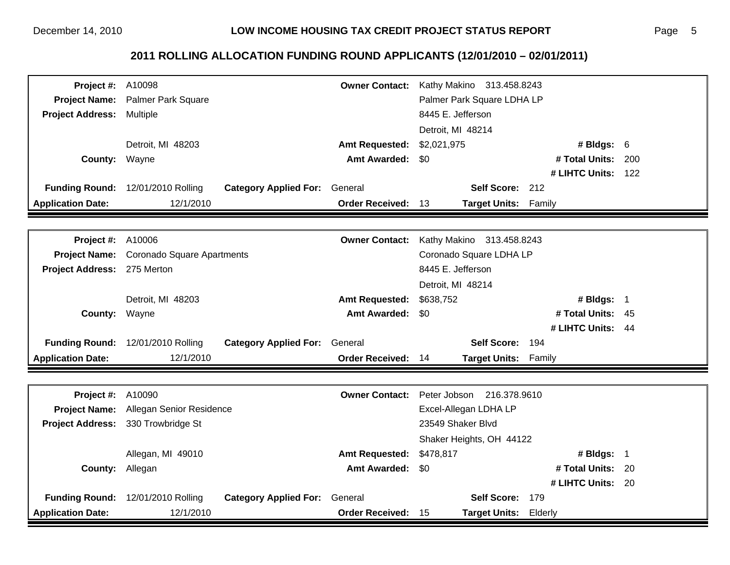## 2011 ROLLING ALLOCATION FUNDING ROUND APPLICANTS (12/01/2010 – 02/01/2011)

| | | | | | | | |
|---|---|---|---|---|---|---|---|
| **Project #:** | A10098 | | **Owner Contact:** | Kathy Makino 313.458.8243 | | | |
| **Project Name:** | Palmer Park Square | | | Palmer Park Square LDHA LP | | | |
| **Project Address:** | Multiple | | | 8445 E. Jefferson | | | |
| | | | | Detroit, MI 48214 | | | |
| | Detroit, MI 48203 | | **Amt Requested:** | $2,021,975 | | **# Bldgs:** | 6 |
| **County:** | Wayne | | **Amt Awarded:** | $0 | | **# Total Units:** | 200 |
| | | | | | | **# LIHTC Units:** | 122 |
| **Funding Round:** | 12/01/2010 Rolling | **Category Applied For:** | General | **Self Score:** | 212 | | |
| **Application Date:** | 12/1/2010 | | **Order Received:** | 13 | **Target Units:** | Family | |

| | | | | | | | |
|---|---|---|---|---|---|---|---|
| **Project #:** | A10006 | | **Owner Contact:** | Kathy Makino 313.458.8243 | | | |
| **Project Name:** | Coronado Square Apartments | | | Coronado Square LDHA LP | | | |
| **Project Address:** | 275 Merton | | | 8445 E. Jefferson | | | |
| | | | | Detroit, MI 48214 | | | |
| | Detroit, MI 48203 | | **Amt Requested:** | $638,752 | | **# Bldgs:** | 1 |
| **County:** | Wayne | | **Amt Awarded:** | $0 | | **# Total Units:** | 45 |
| | | | | | | **# LIHTC Units:** | 44 |
| **Funding Round:** | 12/01/2010 Rolling | **Category Applied For:** | General | **Self Score:** | 194 | | |
| **Application Date:** | 12/1/2010 | | **Order Received:** | 14 | **Target Units:** | Family | |

| | | | | | | | |
|---|---|---|---|---|---|---|---|
| **Project #:** | A10090 | | **Owner Contact:** | Peter Jobson 216.378.9610 | | | |
| **Project Name:** | Allegan Senior Residence | | | Excel-Allegan LDHA LP | | | |
| **Project Address:** | 330 Trowbridge St | | | 23549 Shaker Blvd | | | |
| | | | | Shaker Heights, OH 44122 | | | |
| | Allegan, MI 49010 | | **Amt Requested:** | $478,817 | | **# Bldgs:** | 1 |
| **County:** | Allegan | | **Amt Awarded:** | $0 | | **# Total Units:** | 20 |
| | | | | | | **# LIHTC Units:** | 20 |
| **Funding Round:** | 12/01/2010 Rolling | **Category Applied For:** | General | **Self Score:** | 179 | | |
| **Application Date:** | 12/1/2010 | | **Order Received:** | 15 | **Target Units:** | Elderly | |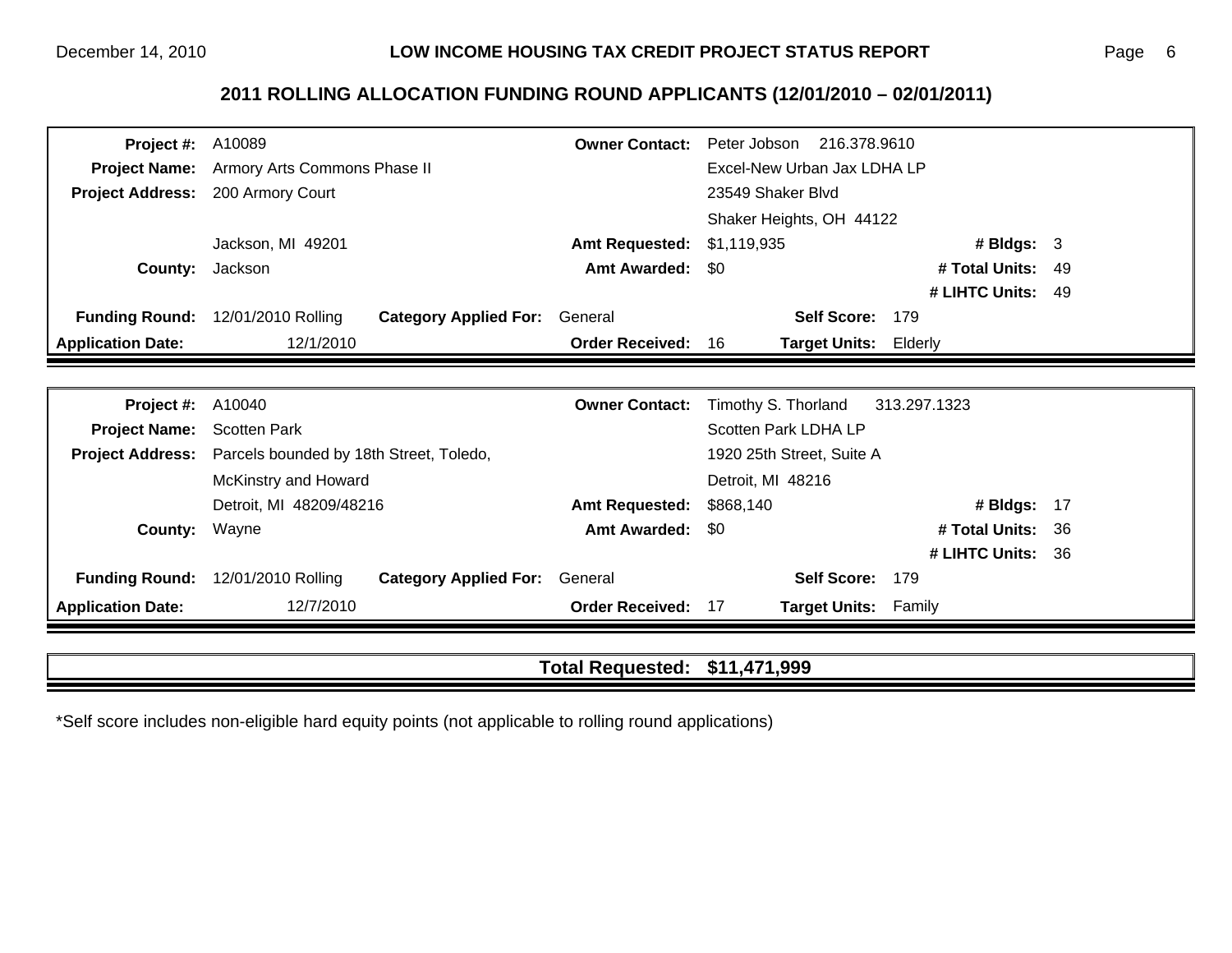## 2011 ROLLING ALLOCATION FUNDING ROUND APPLICANTS (12/01/2010 – 02/01/2011)

| | | | | | |
|---|---|---|---|---|---|
| **Project #:** | A10089 | **Owner Contact:** | Peter Jobson 216.378.9610 | | |
| **Project Name:** | Armory Arts Commons Phase II | | Excel-New Urban Jax LDHA LP | | |
| **Project Address:** | 200 Armory Court | | 23549 Shaker Blvd | | |
| | | | Shaker Heights, OH 44122 | | |
| | Jackson, MI 49201 | **Amt Requested:** | $1,119,935 | **# Bldgs:** | 3 |
| **County:** | Jackson | **Amt Awarded:** | $0 | **# Total Units:** | 49 |
| | | | | **# LIHTC Units:** | 49 |
| **Funding Round:** | 12/01/2010 Rolling | **Category Applied For:** | General | **Self Score:** | 179 |
| **Application Date:** | 12/1/2010 | **Order Received:** | 16 | **Target Units:** | Elderly |

| | | | | | |
|---|---|---|---|---|---|
| **Project #:** | A10040 | **Owner Contact:** | Timothy S. Thorland 313.297.1323 | | |
| **Project Name:** | Scotten Park | | Scotten Park LDHA LP | | |
| **Project Address:** | Parcels bounded by 18th Street, Toledo, | | 1920 25th Street, Suite A | | |
| | McKinstry and Howard | | Detroit, MI 48216 | | |
| | Detroit, MI 48209/48216 | **Amt Requested:** | $868,140 | **# Bldgs:** | 17 |
| **County:** | Wayne | **Amt Awarded:** | $0 | **# Total Units:** | 36 |
| | | | | **# LIHTC Units:** | 36 |
| **Funding Round:** | 12/01/2010 Rolling | **Category Applied For:** | General | **Self Score:** | 179 |
| **Application Date:** | 12/7/2010 | **Order Received:** | 17 | **Target Units:** | Family |

**Total Requested: $11,471,999**

*Self score includes non-eligible hard equity points (not applicable to rolling round applications)